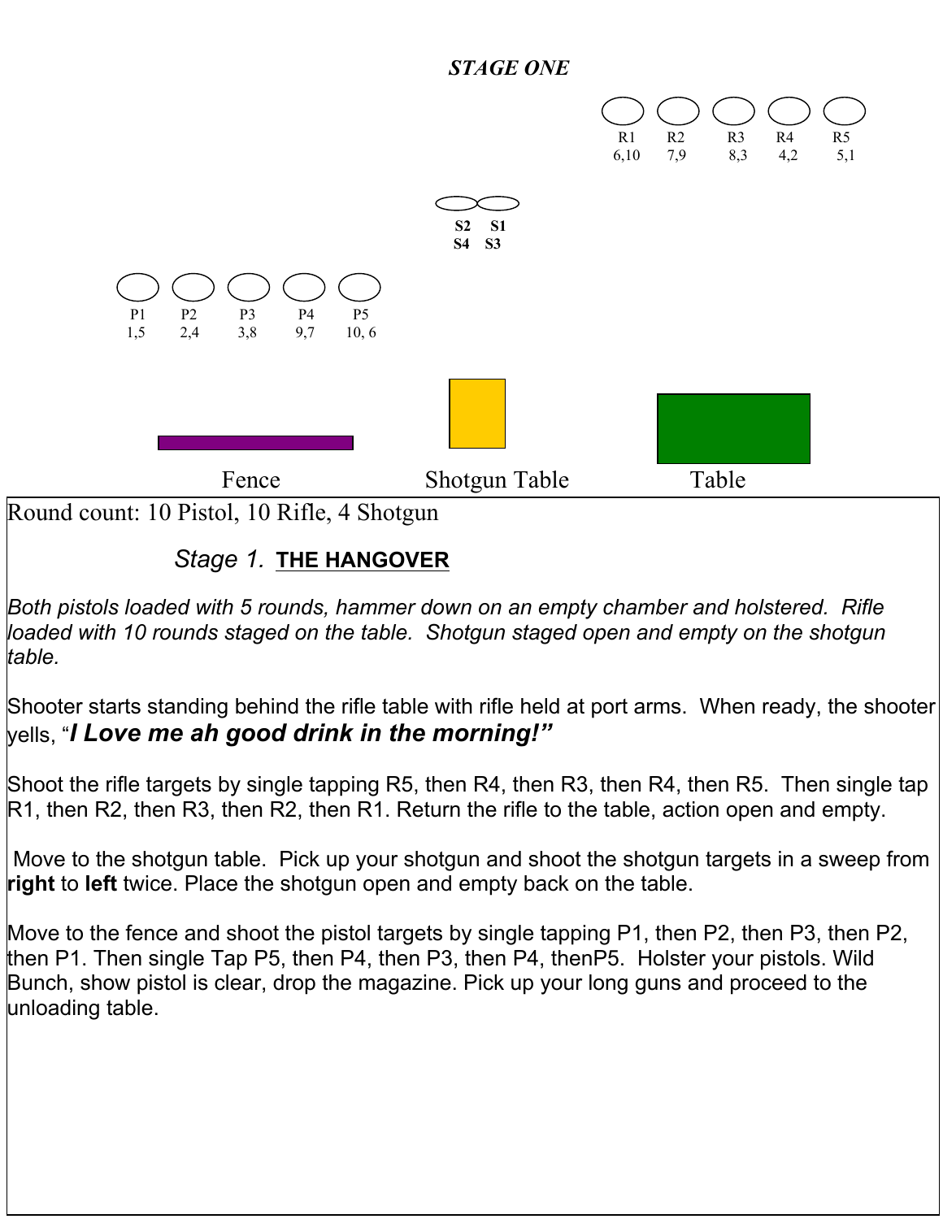## STAGE ONE

R1 6,10 | R2 7,9 | R3 8,3 | R4 4,2 | R5 5,1

S2 S4 | S1 S3

P1 1,5 | P2 2,4 | P3 3,8 | P4 9,7 | P5 10, 6

Fence | Shotgun Table | Table

Round count: 10 Pistol, 10 Rifle, 4 Shotgun

### *Stage 1.* **THE HANGOVER**

*Both pistols loaded with 5 rounds, hammer down on an empty chamber and holstered. Rifle loaded with 10 rounds staged on the table. Shotgun staged open and empty on the shotgun table.*

Shooter starts standing behind the rifle table with rifle held at port arms. When ready, the shooter yells, "***I Love me ah good drink in the morning!"***

Shoot the rifle targets by single tapping R5, then R4, then R3, then R4, then R5. Then single tap R1, then R2, then R3, then R2, then R1. Return the rifle to the table, action open and empty.

Move to the shotgun table. Pick up your shotgun and shoot the shotgun targets in a sweep from **right** to **left** twice. Place the shotgun open and empty back on the table.

Move to the fence and shoot the pistol targets by single tapping P1, then P2, then P3, then P2, then P1. Then single Tap P5, then P4, then P3, then P4, thenP5. Holster your pistols. Wild Bunch, show pistol is clear, drop the magazine. Pick up your long guns and proceed to the unloading table.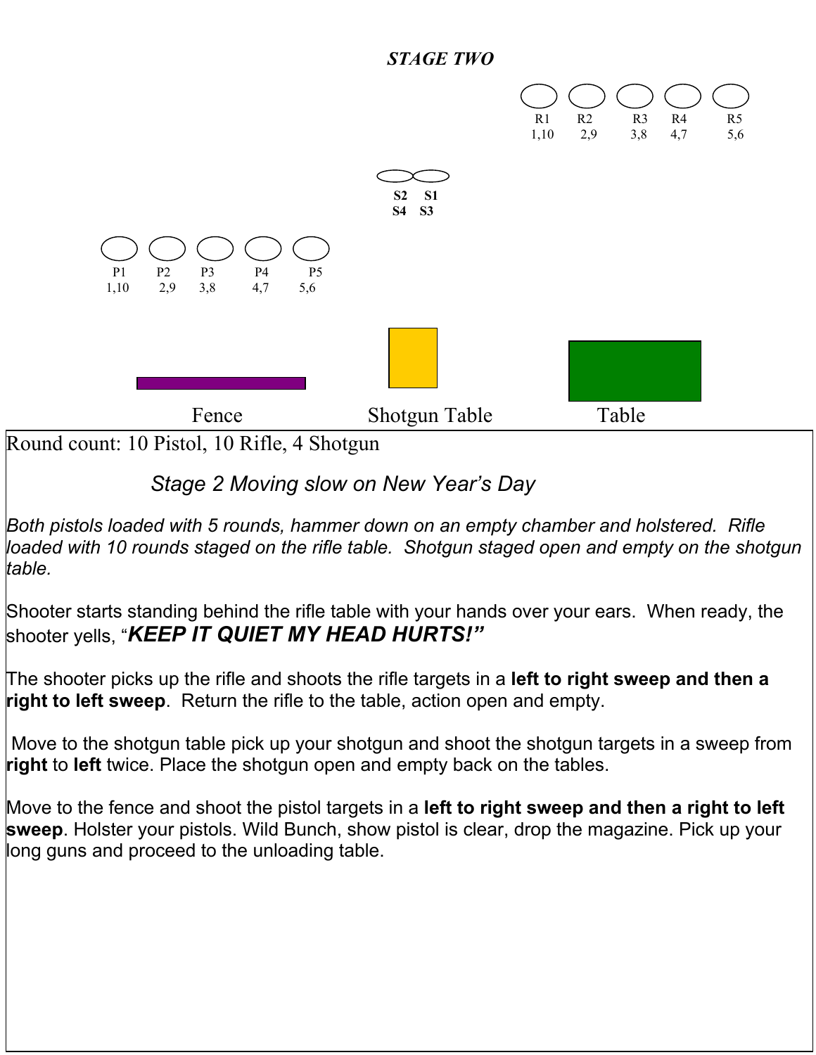## STAGE TWO

R1 1,10 | R2 2,9 | R3 3,8 | R4 4,7 | R5 5,6

S2 S4 | S1 S3

P1 1,10 | P2 2,9 | P3 3,8 | P4 4,7 | P5 5,6

Fence | Shotgun Table | Table

Round count: 10 Pistol, 10 Rifle, 4 Shotgun

### *Stage 2 Moving slow on New Year's Day*

*Both pistols loaded with 5 rounds, hammer down on an empty chamber and holstered. Rifle loaded with 10 rounds staged on the rifle table. Shotgun staged open and empty on the shotgun table.*

Shooter starts standing behind the rifle table with your hands over your ears. When ready, the shooter yells, "***KEEP IT QUIET MY HEAD HURTS!"***

The shooter picks up the rifle and shoots the rifle targets in a **left to right sweep and then a right to left sweep**. Return the rifle to the table, action open and empty.

Move to the shotgun table pick up your shotgun and shoot the shotgun targets in a sweep from **right** to **left** twice. Place the shotgun open and empty back on the tables.

Move to the fence and shoot the pistol targets in a **left to right sweep and then a right to left sweep**. Holster your pistols. Wild Bunch, show pistol is clear, drop the magazine. Pick up your long guns and proceed to the unloading table.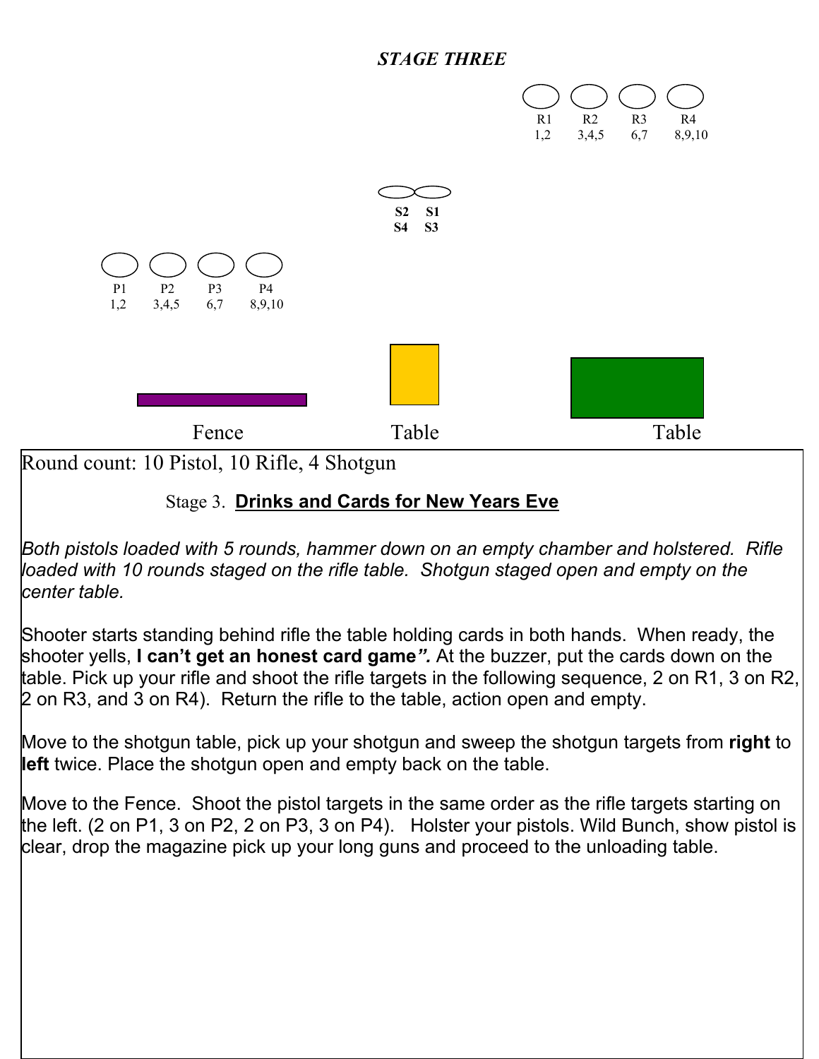## STAGE THREE

R1 1,2 — R2 3,4,5 — R3 6,7 — R4 8,9,10

S2 S4 — S1 S3

P1 1,2 — P2 3,4,5 — P3 6,7 — P4 8,9,10

Fence — Table — Table

Round count: 10 Pistol, 10 Rifle, 4 Shotgun

Stage 3. **Drinks and Cards for New Years Eve**

*Both pistols loaded with 5 rounds, hammer down on an empty chamber and holstered. Rifle loaded with 10 rounds staged on the rifle table. Shotgun staged open and empty on the center table.*

Shooter starts standing behind rifle the table holding cards in both hands. When ready, the shooter yells, **I can't get an honest card game*".*** At the buzzer, put the cards down on the table. Pick up your rifle and shoot the rifle targets in the following sequence, 2 on R1, 3 on R2, 2 on R3, and 3 on R4). Return the rifle to the table, action open and empty.

Move to the shotgun table, pick up your shotgun and sweep the shotgun targets from **right** to **left** twice. Place the shotgun open and empty back on the table.

Move to the Fence. Shoot the pistol targets in the same order as the rifle targets starting on the left. (2 on P1, 3 on P2, 2 on P3, 3 on P4). Holster your pistols. Wild Bunch, show pistol is clear, drop the magazine pick up your long guns and proceed to the unloading table.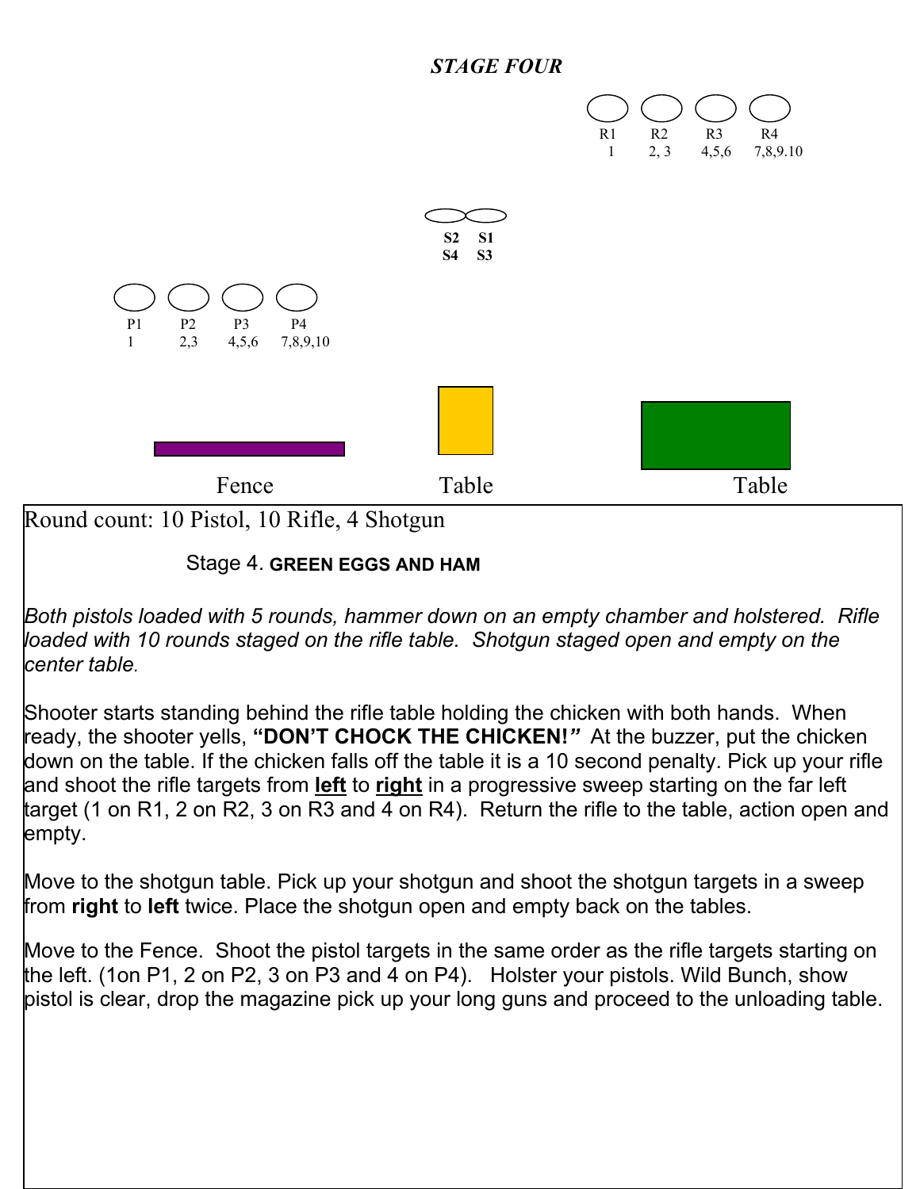### *STAGE FOUR*

R1 R2 R3 R4
1 2, 3 4,5,6 7,8,9.10

S2 S1
S4 S3

P1 P2 P3 P4
1 2,3 4,5,6 7,8,9,10

Fence Table Table

Round count: 10 Pistol, 10 Rifle, 4 Shotgun

Stage 4. **GREEN EGGS AND HAM**

*Both pistols loaded with 5 rounds, hammer down on an empty chamber and holstered. Rifle loaded with 10 rounds staged on the rifle table. Shotgun staged open and empty on the center table.*

Shooter starts standing behind the rifle table holding the chicken with both hands. When ready, the shooter yells, **"DON'T CHOCK THE CHICKEN!"** At the buzzer, put the chicken down on the table. If the chicken falls off the table it is a 10 second penalty. Pick up your rifle and shoot the rifle targets from **left** to **right** in a progressive sweep starting on the far left target (1 on R1, 2 on R2, 3 on R3 and 4 on R4). Return the rifle to the table, action open and empty.

Move to the shotgun table. Pick up your shotgun and shoot the shotgun targets in a sweep from **right** to **left** twice. Place the shotgun open and empty back on the tables.

Move to the Fence. Shoot the pistol targets in the same order as the rifle targets starting on the left. (1on P1, 2 on P2, 3 on P3 and 4 on P4). Holster your pistols. Wild Bunch, show pistol is clear, drop the magazine pick up your long guns and proceed to the unloading table.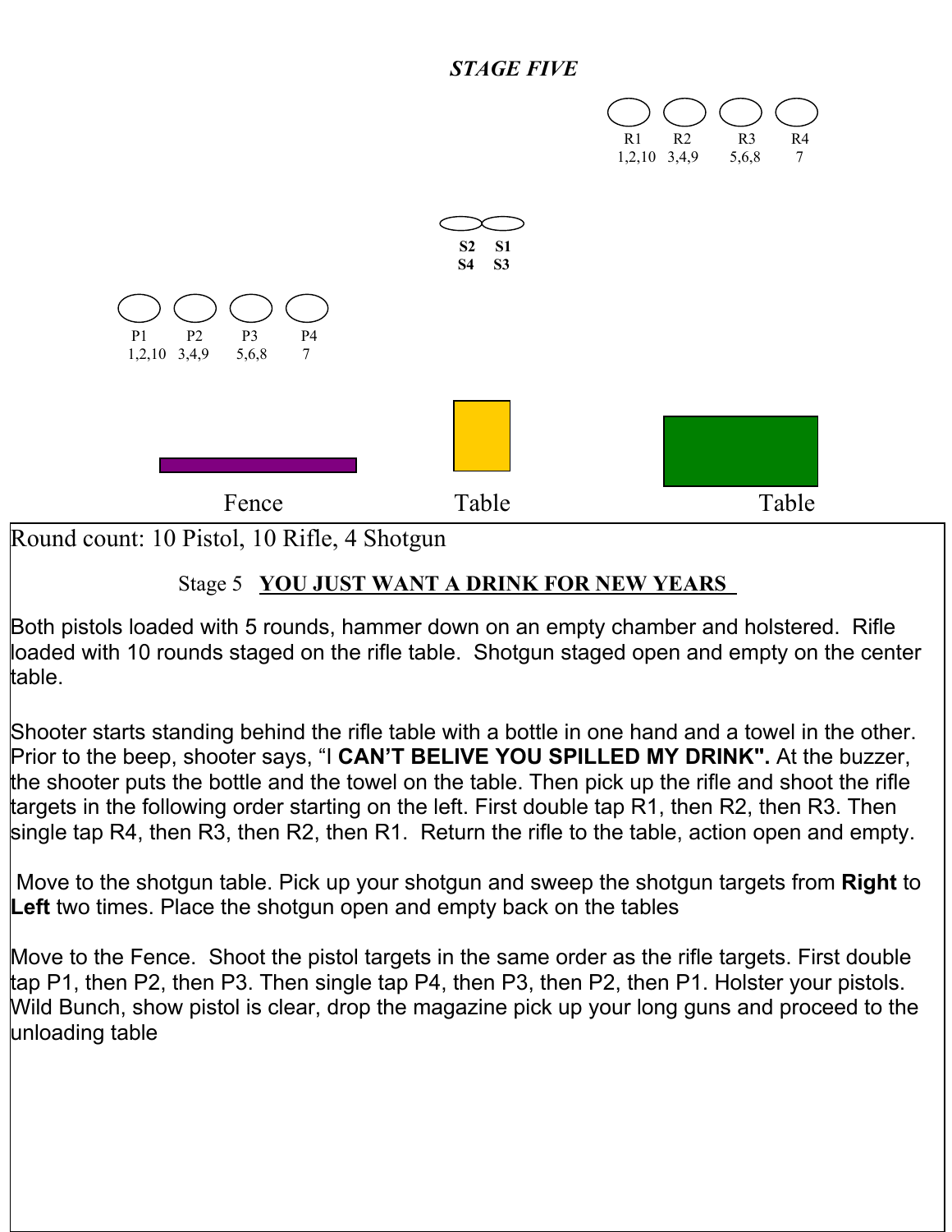## *STAGE FIVE*

R1 R2 R3 R4
1,2,10 3,4,9 5,6,8 7

**S2 S1**
**S4 S3**

P1 P2 P3 P4
1,2,10 3,4,9 5,6,8 7

Fence Table Table

Round count: 10 Pistol, 10 Rifle, 4 Shotgun

Stage 5 **YOU JUST WANT A DRINK FOR NEW YEARS**

Both pistols loaded with 5 rounds, hammer down on an empty chamber and holstered. Rifle loaded with 10 rounds staged on the rifle table. Shotgun staged open and empty on the center table.

Shooter starts standing behind the rifle table with a bottle in one hand and a towel in the other. Prior to the beep, shooter says, "I **CAN'T BELIVE YOU SPILLED MY DRINK".** At the buzzer, the shooter puts the bottle and the towel on the table. Then pick up the rifle and shoot the rifle targets in the following order starting on the left. First double tap R1, then R2, then R3. Then single tap R4, then R3, then R2, then R1. Return the rifle to the table, action open and empty.

Move to the shotgun table. Pick up your shotgun and sweep the shotgun targets from **Right** to **Left** two times. Place the shotgun open and empty back on the tables

Move to the Fence. Shoot the pistol targets in the same order as the rifle targets. First double tap P1, then P2, then P3. Then single tap P4, then P3, then P2, then P1. Holster your pistols. Wild Bunch, show pistol is clear, drop the magazine pick up your long guns and proceed to the unloading table